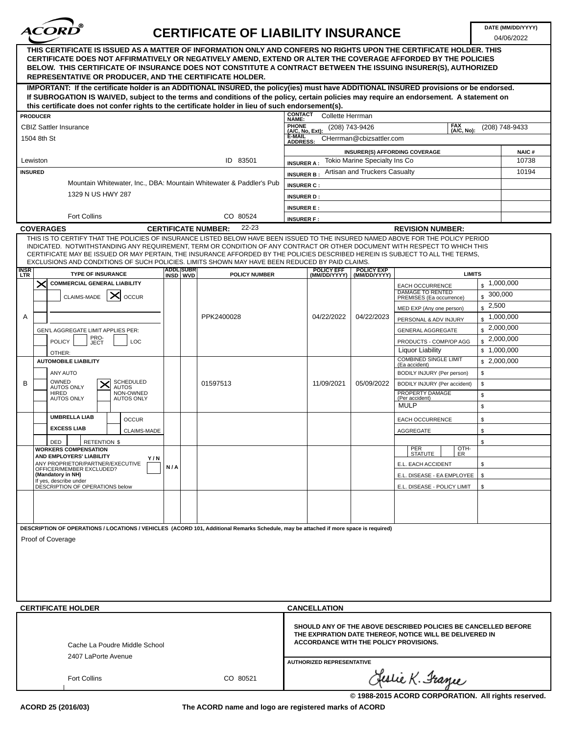# ACORD® CERTIFICATE OF LIABILITY INSURANCE

**DATE (MM/DD/YYYY):** 04/06/2022

**THIS CERTIFICATE IS ISSUED AS A MATTER OF INFORMATION ONLY AND CONFERS NO RIGHTS UPON THE CERTIFICATE HOLDER. THIS CERTIFICATE DOES NOT AFFIRMATIVELY OR NEGATIVELY AMEND, EXTEND OR ALTER THE COVERAGE AFFORDED BY THE POLICIES BELOW. THIS CERTIFICATE OF INSURANCE DOES NOT CONSTITUTE A CONTRACT BETWEEN THE ISSUING INSURER(S), AUTHORIZED REPRESENTATIVE OR PRODUCER, AND THE CERTIFICATE HOLDER.**

**IMPORTANT: If the certificate holder is an ADDITIONAL INSURED, the policy(ies) must have ADDITIONAL INSURED provisions or be endorsed. If SUBROGATION IS WAIVED, subject to the terms and conditions of the policy, certain policies may require an endorsement. A statement on this certificate does not confer rights to the certificate holder in lieu of such endorsement(s).**

**PRODUCER**
CBIZ Sattler Insurance
1504 8th St
Lewiston ID 83501

**CONTACT NAME:** Collette Herrman
**PHONE (A/C, No, Ext):** (208) 743-9426 **FAX (A/C, No):** (208) 748-9433
**E-MAIL ADDRESS:** CHerrman@cbizsattler.com

| INSURER(S) AFFORDING COVERAGE | | NAIC # |
|---|---|---|
| INSURER A : | Tokio Marine Specialty Ins Co | 10738 |
| INSURER B : | Artisan and Truckers Casualty | 10194 |
| INSURER C : | | |
| INSURER D : | | |
| INSURER E : | | |
| INSURER F : | | |

**INSURED**
Mountain Whitewater, Inc., DBA: Mountain Whitewater & Paddler's Pub
1329 N US HWY 287
Fort Collins CO 80524

## COVERAGES

**CERTIFICATE NUMBER:** 22-23 **REVISION NUMBER:**

THIS IS TO CERTIFY THAT THE POLICIES OF INSURANCE LISTED BELOW HAVE BEEN ISSUED TO THE INSURED NAMED ABOVE FOR THE POLICY PERIOD INDICATED. NOTWITHSTANDING ANY REQUIREMENT, TERM OR CONDITION OF ANY CONTRACT OR OTHER DOCUMENT WITH RESPECT TO WHICH THIS CERTIFICATE MAY BE ISSUED OR MAY PERTAIN, THE INSURANCE AFFORDED BY THE POLICIES DESCRIBED HEREIN IS SUBJECT TO ALL THE TERMS, EXCLUSIONS AND CONDITIONS OF SUCH POLICIES. LIMITS SHOWN MAY HAVE BEEN REDUCED BY PAID CLAIMS.

| INSR LTR | TYPE OF INSURANCE | ADDL INSD | SUBR WVD | POLICY NUMBER | POLICY EFF (MM/DD/YYYY) | POLICY EXP (MM/DD/YYYY) | LIMITS | |
|---|---|---|---|---|---|---|---|---|
| A | [X] COMMERCIAL GENERAL LIABILITY; [ ] CLAIMS-MADE [X] OCCUR; GEN'L AGGREGATE LIMIT APPLIES PER: [ ] POLICY [ ] PRO-JECT [ ] LOC; OTHER: | | | PPK2400028 | 04/22/2022 | 04/22/2023 | EACH OCCURRENCE | $ 1,000,000 |
| | | | | | | | DAMAGE TO RENTED PREMISES (Ea occurrence) | $ 300,000 |
| | | | | | | | MED EXP (Any one person) | $ 2,500 |
| | | | | | | | PERSONAL & ADV INJURY | $ 1,000,000 |
| | | | | | | | GENERAL AGGREGATE | $ 2,000,000 |
| | | | | | | | PRODUCTS - COMP/OP AGG | $ 2,000,000 |
| | | | | | | | Liquor Liability | $ 1,000,000 |
| B | AUTOMOBILE LIABILITY; [ ] ANY AUTO; [ ] OWNED AUTOS ONLY [X] SCHEDULED AUTOS; [ ] HIRED AUTOS ONLY [ ] NON-OWNED AUTOS ONLY | | | 01597513 | 11/09/2021 | 05/09/2022 | COMBINED SINGLE LIMIT (Ea accident) | $ 2,000,000 |
| | | | | | | | BODILY INJURY (Per person) | $ |
| | | | | | | | BODILY INJURY (Per accident) | $ |
| | | | | | | | PROPERTY DAMAGE (Per accident) | $ |
| | | | | | | | MULP | $ |
| | UMBRELLA LIAB [ ] OCCUR; EXCESS LIAB [ ] CLAIMS-MADE; DED RETENTION $ | | | | | | EACH OCCURRENCE | $ |
| | | | | | | | AGGREGATE | $ |
| | | | | | | | | $ |
| | WORKERS COMPENSATION AND EMPLOYERS' LIABILITY Y/N; ANY PROPRIETOR/PARTNER/EXECUTIVE OFFICER/MEMBER EXCLUDED? (Mandatory in NH) If yes, describe under DESCRIPTION OF OPERATIONS below | N/A | | | | | PER STATUTE / OTH-ER | |
| | | | | | | | E.L. EACH ACCIDENT | $ |
| | | | | | | | E.L. DISEASE - EA EMPLOYEE | $ |
| | | | | | | | E.L. DISEASE - POLICY LIMIT | $ |

**DESCRIPTION OF OPERATIONS / LOCATIONS / VEHICLES (ACORD 101, Additional Remarks Schedule, may be attached if more space is required)**

Proof of Coverage

## CERTIFICATE HOLDER

Cache La Poudre Middle School
2407 LaPorte Avenue
Fort Collins CO 80521

## CANCELLATION

**SHOULD ANY OF THE ABOVE DESCRIBED POLICIES BE CANCELLED BEFORE THE EXPIRATION DATE THEREOF, NOTICE WILL BE DELIVERED IN ACCORDANCE WITH THE POLICY PROVISIONS.**

**AUTHORIZED REPRESENTATIVE**
Leslie K. Frazee

© 1988-2015 ACORD CORPORATION. All rights reserved.

ACORD 25 (2016/03) The ACORD name and logo are registered marks of ACORD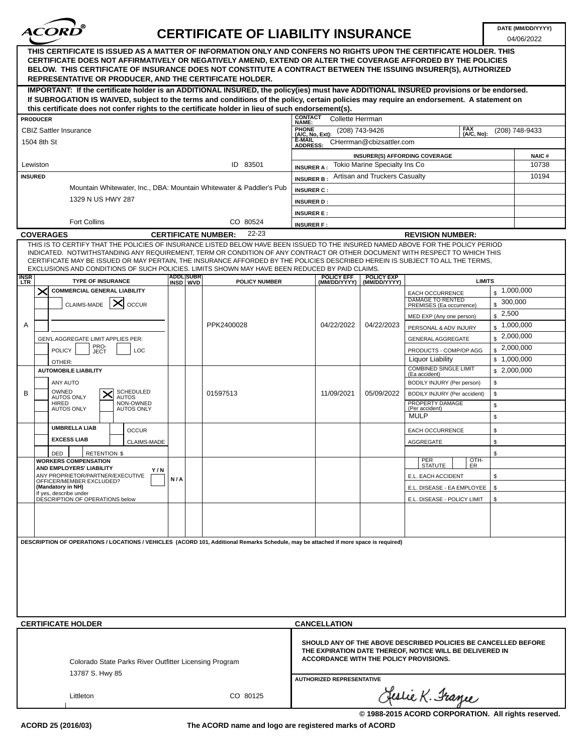# CERTIFICATE OF LIABILITY INSURANCE

**DATE (MM/DD/YYYY):** 04/06/2022

**THIS CERTIFICATE IS ISSUED AS A MATTER OF INFORMATION ONLY AND CONFERS NO RIGHTS UPON THE CERTIFICATE HOLDER. THIS CERTIFICATE DOES NOT AFFIRMATIVELY OR NEGATIVELY AMEND, EXTEND OR ALTER THE COVERAGE AFFORDED BY THE POLICIES BELOW. THIS CERTIFICATE OF INSURANCE DOES NOT CONSTITUTE A CONTRACT BETWEEN THE ISSUING INSURER(S), AUTHORIZED REPRESENTATIVE OR PRODUCER, AND THE CERTIFICATE HOLDER.**

**IMPORTANT: If the certificate holder is an ADDITIONAL INSURED, the policy(ies) must have ADDITIONAL INSURED provisions or be endorsed. If SUBROGATION IS WAIVED, subject to the terms and conditions of the policy, certain policies may require an endorsement. A statement on this certificate does not confer rights to the certificate holder in lieu of such endorsement(s).**

| PRODUCER | CONTACT NAME: Collette Herrman | | |
|---|---|---|---|
| CBIZ Sattler Insurance | PHONE (A/C, No, Ext): (208) 743-9426 | FAX (A/C, No): (208) 748-9433 | |
| 1504 8th St | E-MAIL ADDRESS: CHerrman@cbizsattler.com | | |
| | INSURER(S) AFFORDING COVERAGE | | NAIC # |
| Lewiston ID 83501 | INSURER A : Tokio Marine Specialty Ins Co | | 10738 |
| **INSURED** | INSURER B : Artisan and Truckers Casualty | | 10194 |
| Mountain Whitewater, Inc., DBA: Mountain Whitewater & Paddler's Pub | INSURER C : | | |
| 1329 N US HWY 287 | INSURER D : | | |
| | INSURER E : | | |
| Fort Collins CO 80524 | INSURER F : | | |

**COVERAGES** **CERTIFICATE NUMBER:** 22-23 **REVISION NUMBER:**

THIS IS TO CERTIFY THAT THE POLICIES OF INSURANCE LISTED BELOW HAVE BEEN ISSUED TO THE INSURED NAMED ABOVE FOR THE POLICY PERIOD INDICATED. NOTWITHSTANDING ANY REQUIREMENT, TERM OR CONDITION OF ANY CONTRACT OR OTHER DOCUMENT WITH RESPECT TO WHICH THIS CERTIFICATE MAY BE ISSUED OR MAY PERTAIN, THE INSURANCE AFFORDED BY THE POLICIES DESCRIBED HEREIN IS SUBJECT TO ALL THE TERMS, EXCLUSIONS AND CONDITIONS OF SUCH POLICIES. LIMITS SHOWN MAY HAVE BEEN REDUCED BY PAID CLAIMS.

| INSR LTR | TYPE OF INSURANCE | ADDL INSD | SUBR WVD | POLICY NUMBER | POLICY EFF (MM/DD/YYYY) | POLICY EXP (MM/DD/YYYY) | LIMITS | |
|---|---|---|---|---|---|---|---|---|
| A | [X] COMMERCIAL GENERAL LIABILITY; CLAIMS-MADE [X] OCCUR; GEN'L AGGREGATE LIMIT APPLIES PER: POLICY, PRO-JECT, LOC; OTHER: | | | PPK2400028 | 04/22/2022 | 04/22/2023 | EACH OCCURRENCE | $ 1,000,000 |
| | | | | | | | DAMAGE TO RENTED PREMISES (Ea occurrence) | $ 300,000 |
| | | | | | | | MED EXP (Any one person) | $ 2,500 |
| | | | | | | | PERSONAL & ADV INJURY | $ 1,000,000 |
| | | | | | | | GENERAL AGGREGATE | $ 2,000,000 |
| | | | | | | | PRODUCTS - COMP/OP AGG | $ 2,000,000 |
| | | | | | | | Liquor Liability | $ 1,000,000 |
| B | AUTOMOBILE LIABILITY; ANY AUTO; OWNED AUTOS ONLY; [X] SCHEDULED AUTOS; HIRED AUTOS ONLY; NON-OWNED AUTOS ONLY | | | 01597513 | 11/09/2021 | 05/09/2022 | COMBINED SINGLE LIMIT (Ea accident) | $ 2,000,000 |
| | | | | | | | BODILY INJURY (Per person) | $ |
| | | | | | | | BODILY INJURY (Per accident) | $ |
| | | | | | | | PROPERTY DAMAGE (Per accident) | $ |
| | | | | | | | MULP | $ |
| | UMBRELLA LIAB / EXCESS LIAB; OCCUR; CLAIMS-MADE; DED; RETENTION $ | | | | | | EACH OCCURRENCE | $ |
| | | | | | | | AGGREGATE | $ |
| | | | | | | | | $ |
| | WORKERS COMPENSATION AND EMPLOYERS' LIABILITY Y/N; ANY PROPRIETOR/PARTNER/EXECUTIVE OFFICER/MEMBER EXCLUDED? (Mandatory in NH); If yes, describe under DESCRIPTION OF OPERATIONS below | N/A | | | | | PER STATUTE / OTH-ER | |
| | | | | | | | E.L. EACH ACCIDENT | $ |
| | | | | | | | E.L. DISEASE - EA EMPLOYEE | $ |
| | | | | | | | E.L. DISEASE - POLICY LIMIT | $ |

**DESCRIPTION OF OPERATIONS / LOCATIONS / VEHICLES (ACORD 101, Additional Remarks Schedule, may be attached if more space is required)**

**CERTIFICATE HOLDER**

Colorado State Parks River Outfitter Licensing Program
13787 S. Hwy 85
Littleton CO 80125

**CANCELLATION**

**SHOULD ANY OF THE ABOVE DESCRIBED POLICIES BE CANCELLED BEFORE THE EXPIRATION DATE THEREOF, NOTICE WILL BE DELIVERED IN ACCORDANCE WITH THE POLICY PROVISIONS.**

**AUTHORIZED REPRESENTATIVE**

Leslie K. Frazee

© 1988-2015 ACORD CORPORATION. All rights reserved.

ACORD 25 (2016/03) The ACORD name and logo are registered marks of ACORD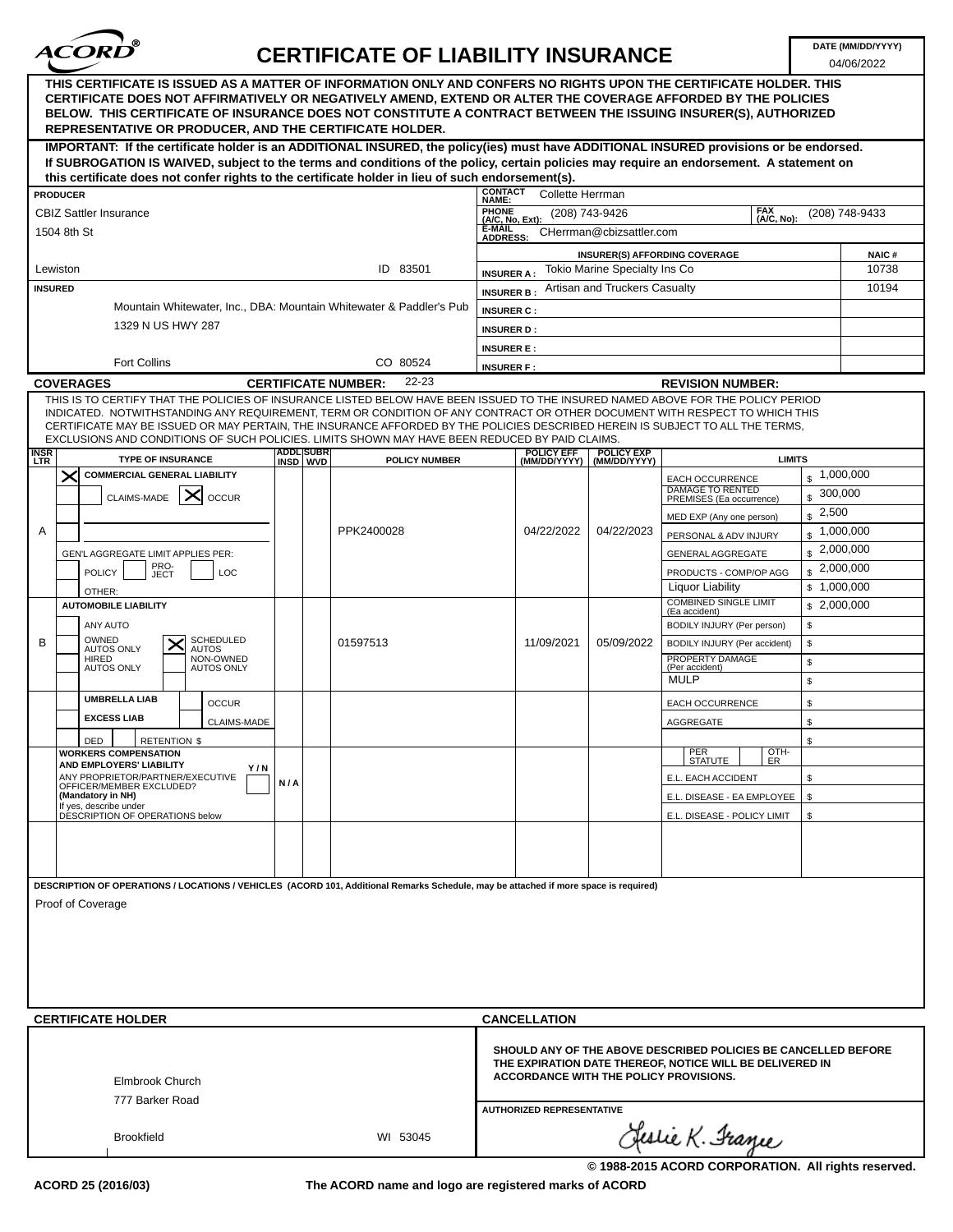# CERTIFICATE OF LIABILITY INSURANCE

**DATE (MM/DD/YYYY):** 04/06/2022

**THIS CERTIFICATE IS ISSUED AS A MATTER OF INFORMATION ONLY AND CONFERS NO RIGHTS UPON THE CERTIFICATE HOLDER. THIS CERTIFICATE DOES NOT AFFIRMATIVELY OR NEGATIVELY AMEND, EXTEND OR ALTER THE COVERAGE AFFORDED BY THE POLICIES BELOW. THIS CERTIFICATE OF INSURANCE DOES NOT CONSTITUTE A CONTRACT BETWEEN THE ISSUING INSURER(S), AUTHORIZED REPRESENTATIVE OR PRODUCER, AND THE CERTIFICATE HOLDER.**

**IMPORTANT: If the certificate holder is an ADDITIONAL INSURED, the policy(ies) must have ADDITIONAL INSURED provisions or be endorsed. If SUBROGATION IS WAIVED, subject to the terms and conditions of the policy, certain policies may require an endorsement. A statement on this certificate does not confer rights to the certificate holder in lieu of such endorsement(s).**

**PRODUCER**
CBIZ Sattler Insurance
1504 8th St
Lewiston ID 83501

**CONTACT NAME:** Collette Herrman
**PHONE (A/C, No, Ext):** (208) 743-9426
**FAX (A/C, No):** (208) 748-9433
**E-MAIL ADDRESS:** CHerrman@cbizsattler.com

| INSURER(S) AFFORDING COVERAGE | | NAIC # |
|---|---|---|
| INSURER A : | Tokio Marine Specialty Ins Co | 10738 |
| INSURER B : | Artisan and Truckers Casualty | 10194 |
| INSURER C : | | |
| INSURER D : | | |
| INSURER E : | | |
| INSURER F : | | |

**INSURED**
Mountain Whitewater, Inc., DBA: Mountain Whitewater & Paddler's Pub
1329 N US HWY 287
Fort Collins CO 80524

## COVERAGES

**CERTIFICATE NUMBER:** 22-23
**REVISION NUMBER:**

THIS IS TO CERTIFY THAT THE POLICIES OF INSURANCE LISTED BELOW HAVE BEEN ISSUED TO THE INSURED NAMED ABOVE FOR THE POLICY PERIOD INDICATED. NOTWITHSTANDING ANY REQUIREMENT, TERM OR CONDITION OF ANY CONTRACT OR OTHER DOCUMENT WITH RESPECT TO WHICH THIS CERTIFICATE MAY BE ISSUED OR MAY PERTAIN, THE INSURANCE AFFORDED BY THE POLICIES DESCRIBED HEREIN IS SUBJECT TO ALL THE TERMS, EXCLUSIONS AND CONDITIONS OF SUCH POLICIES. LIMITS SHOWN MAY HAVE BEEN REDUCED BY PAID CLAIMS.

| INSR LTR | TYPE OF INSURANCE | ADDL INSD | SUBR WVD | POLICY NUMBER | POLICY EFF (MM/DD/YYYY) | POLICY EXP (MM/DD/YYYY) | LIMITS | |
|---|---|---|---|---|---|---|---|---|
| A | [X] COMMERCIAL GENERAL LIABILITY; [ ] CLAIMS-MADE [X] OCCUR | | | PPK2400028 | 04/22/2022 | 04/22/2023 | EACH OCCURRENCE | $ 1,000,000 |
| | | | | | | | DAMAGE TO RENTED PREMISES (Ea occurrence) | $ 300,000 |
| | | | | | | | MED EXP (Any one person) | $ 2,500 |
| | | | | | | | PERSONAL & ADV INJURY | $ 1,000,000 |
| | GEN'L AGGREGATE LIMIT APPLIES PER: [ ] POLICY [ ] PRO-JECT [ ] LOC | | | | | | GENERAL AGGREGATE | $ 2,000,000 |
| | OTHER: | | | | | | PRODUCTS - COMP/OP AGG | $ 2,000,000 |
| | | | | | | | Liquor Liability | $ 1,000,000 |
| B | AUTOMOBILE LIABILITY; [ ] ANY AUTO; [ ] OWNED AUTOS ONLY [X] SCHEDULED AUTOS; [ ] HIRED AUTOS ONLY [ ] NON-OWNED AUTOS ONLY | | | 01597513 | 11/09/2021 | 05/09/2022 | COMBINED SINGLE LIMIT (Ea accident) | $ 2,000,000 |
| | | | | | | | BODILY INJURY (Per person) | $ |
| | | | | | | | BODILY INJURY (Per accident) | $ |
| | | | | | | | PROPERTY DAMAGE (Per accident) | $ |
| | | | | | | | MULP | $ |
| | [ ] UMBRELLA LIAB [ ] OCCUR; [ ] EXCESS LIAB [ ] CLAIMS-MADE | | | | | | EACH OCCURRENCE | $ |
| | | | | | | | AGGREGATE | $ |
| | [ ] DED [ ] RETENTION $ | | | | | | | $ |
| | WORKERS COMPENSATION AND EMPLOYERS' LIABILITY Y/N; ANY PROPRIETOR/PARTNER/EXECUTIVE OFFICER/MEMBER EXCLUDED? (Mandatory in NH) [ ]; If yes, describe under DESCRIPTION OF OPERATIONS below | N/A | | | | | [ ] PER STATUTE [ ] OTH-ER | |
| | | | | | | | E.L. EACH ACCIDENT | $ |
| | | | | | | | E.L. DISEASE - EA EMPLOYEE | $ |
| | | | | | | | E.L. DISEASE - POLICY LIMIT | $ |

**DESCRIPTION OF OPERATIONS / LOCATIONS / VEHICLES (ACORD 101, Additional Remarks Schedule, may be attached if more space is required)**

Proof of Coverage

**CERTIFICATE HOLDER**

Elmbrook Church
777 Barker Road
Brookfield WI 53045

**CANCELLATION**

**SHOULD ANY OF THE ABOVE DESCRIBED POLICIES BE CANCELLED BEFORE THE EXPIRATION DATE THEREOF, NOTICE WILL BE DELIVERED IN ACCORDANCE WITH THE POLICY PROVISIONS.**

**AUTHORIZED REPRESENTATIVE**

Leslie K. Frazee

© 1988-2015 ACORD CORPORATION. All rights reserved.

ACORD 25 (2016/03) The ACORD name and logo are registered marks of ACORD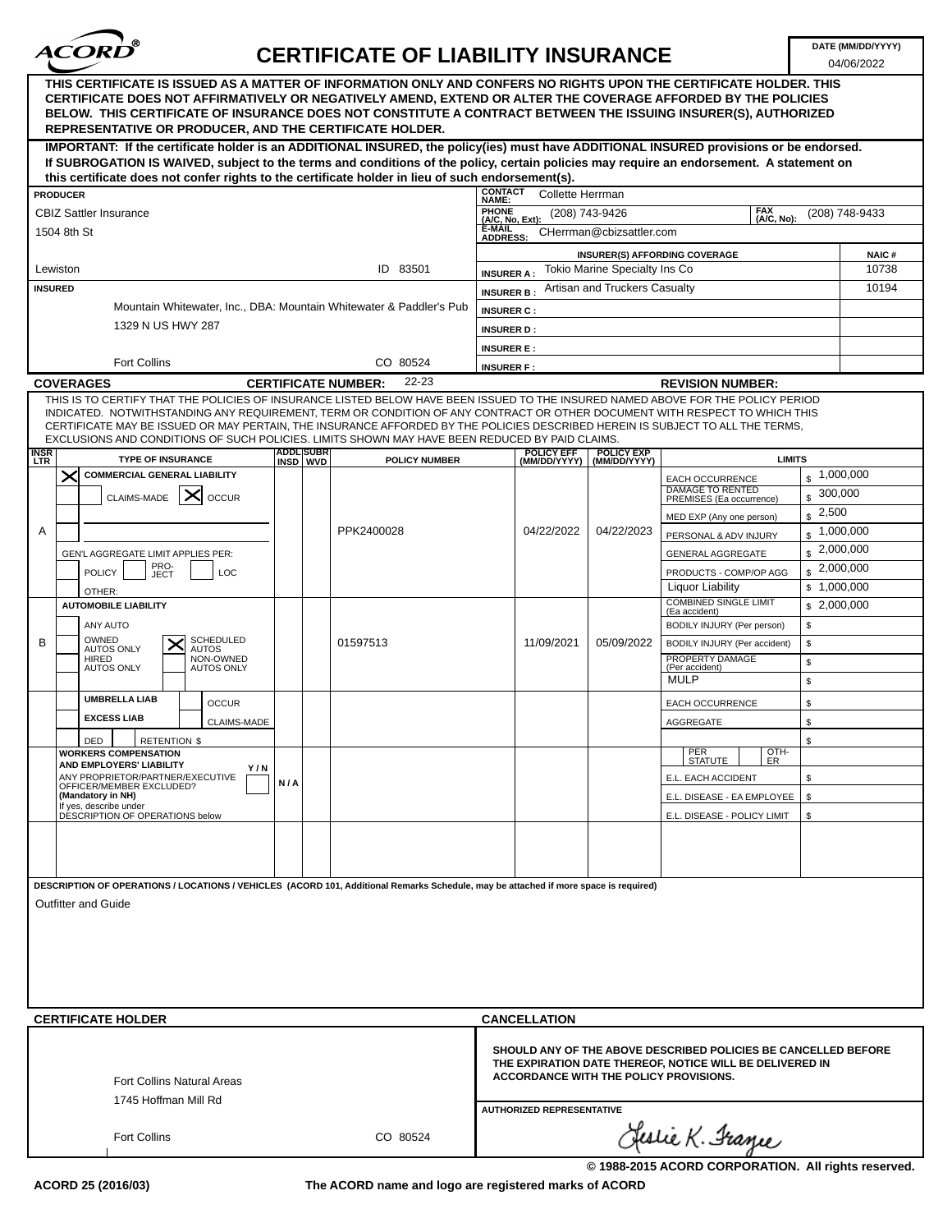# CERTIFICATE OF LIABILITY INSURANCE

**DATE (MM/DD/YYYY):** 04/06/2022

**THIS CERTIFICATE IS ISSUED AS A MATTER OF INFORMATION ONLY AND CONFERS NO RIGHTS UPON THE CERTIFICATE HOLDER. THIS CERTIFICATE DOES NOT AFFIRMATIVELY OR NEGATIVELY AMEND, EXTEND OR ALTER THE COVERAGE AFFORDED BY THE POLICIES BELOW. THIS CERTIFICATE OF INSURANCE DOES NOT CONSTITUTE A CONTRACT BETWEEN THE ISSUING INSURER(S), AUTHORIZED REPRESENTATIVE OR PRODUCER, AND THE CERTIFICATE HOLDER.**

**IMPORTANT: If the certificate holder is an ADDITIONAL INSURED, the policy(ies) must have ADDITIONAL INSURED provisions or be endorsed. If SUBROGATION IS WAIVED, subject to the terms and conditions of the policy, certain policies may require an endorsement. A statement on this certificate does not confer rights to the certificate holder in lieu of such endorsement(s).**

**PRODUCER**
CBIZ Sattler Insurance
1504 8th St
Lewiston ID 83501

**CONTACT NAME:** Collette Herrman
**PHONE (A/C, No, Ext):** (208) 743-9426 **FAX (A/C, No):** (208) 748-9433
**E-MAIL ADDRESS:** CHerrman@cbizsattler.com

| INSURER(S) AFFORDING COVERAGE | | NAIC # |
|---|---|---|
| INSURER A : | Tokio Marine Specialty Ins Co | 10738 |
| INSURER B : | Artisan and Truckers Casualty | 10194 |
| INSURER C : | | |
| INSURER D : | | |
| INSURER E : | | |
| INSURER F : | | |

**INSURED**
Mountain Whitewater, Inc., DBA: Mountain Whitewater & Paddler's Pub
1329 N US HWY 287
Fort Collins CO 80524

**COVERAGES** **CERTIFICATE NUMBER:** 22-23 **REVISION NUMBER:**

THIS IS TO CERTIFY THAT THE POLICIES OF INSURANCE LISTED BELOW HAVE BEEN ISSUED TO THE INSURED NAMED ABOVE FOR THE POLICY PERIOD INDICATED. NOTWITHSTANDING ANY REQUIREMENT, TERM OR CONDITION OF ANY CONTRACT OR OTHER DOCUMENT WITH RESPECT TO WHICH THIS CERTIFICATE MAY BE ISSUED OR MAY PERTAIN, THE INSURANCE AFFORDED BY THE POLICIES DESCRIBED HEREIN IS SUBJECT TO ALL THE TERMS, EXCLUSIONS AND CONDITIONS OF SUCH POLICIES. LIMITS SHOWN MAY HAVE BEEN REDUCED BY PAID CLAIMS.

| INSR LTR | TYPE OF INSURANCE | ADDL INSD | SUBR WVD | POLICY NUMBER | POLICY EFF (MM/DD/YYYY) | POLICY EXP (MM/DD/YYYY) | LIMITS | |
|---|---|---|---|---|---|---|---|---|
| A | X COMMERCIAL GENERAL LIABILITY; CLAIMS-MADE [ ] OCCUR [X]; GEN'L AGGREGATE LIMIT APPLIES PER: POLICY [ ] PRO-JECT [ ] LOC [ ]; OTHER: | | | PPK2400028 | 04/22/2022 | 04/22/2023 | EACH OCCURRENCE | $ 1,000,000 |
| | | | | | | | DAMAGE TO RENTED PREMISES (Ea occurrence) | $ 300,000 |
| | | | | | | | MED EXP (Any one person) | $ 2,500 |
| | | | | | | | PERSONAL & ADV INJURY | $ 1,000,000 |
| | | | | | | | GENERAL AGGREGATE | $ 2,000,000 |
| | | | | | | | PRODUCTS - COMP/OP AGG | $ 2,000,000 |
| | | | | | | | Liquor Liability | $ 1,000,000 |
| B | AUTOMOBILE LIABILITY; ANY AUTO [ ]; OWNED AUTOS ONLY [ ]; SCHEDULED AUTOS [X]; HIRED AUTOS ONLY [ ]; NON-OWNED AUTOS ONLY [ ] | | | 01597513 | 11/09/2021 | 05/09/2022 | COMBINED SINGLE LIMIT (Ea accident) | $ 2,000,000 |
| | | | | | | | BODILY INJURY (Per person) | $ |
| | | | | | | | BODILY INJURY (Per accident) | $ |
| | | | | | | | PROPERTY DAMAGE (Per accident) | $ |
| | | | | | | | MULP | $ |
| | UMBRELLA LIAB [ ] OCCUR; EXCESS LIAB [ ] CLAIMS-MADE; DED [ ] RETENTION $ | | | | | | EACH OCCURRENCE | $ |
| | | | | | | | AGGREGATE | $ |
| | | | | | | | | $ |
| | WORKERS COMPENSATION AND EMPLOYERS' LIABILITY Y/N; ANY PROPRIETOR/PARTNER/EXECUTIVE OFFICER/MEMBER EXCLUDED? (Mandatory in NH) [ ]; If yes, describe under DESCRIPTION OF OPERATIONS below | N/A | | | | | PER STATUTE / OTH-ER | |
| | | | | | | | E.L. EACH ACCIDENT | $ |
| | | | | | | | E.L. DISEASE - EA EMPLOYEE | $ |
| | | | | | | | E.L. DISEASE - POLICY LIMIT | $ |

**DESCRIPTION OF OPERATIONS / LOCATIONS / VEHICLES (ACORD 101, Additional Remarks Schedule, may be attached if more space is required)**

Outfitter and Guide

**CERTIFICATE HOLDER**

Fort Collins Natural Areas
1745 Hoffman Mill Rd
Fort Collins CO 80524

**CANCELLATION**

**SHOULD ANY OF THE ABOVE DESCRIBED POLICIES BE CANCELLED BEFORE THE EXPIRATION DATE THEREOF, NOTICE WILL BE DELIVERED IN ACCORDANCE WITH THE POLICY PROVISIONS.**

**AUTHORIZED REPRESENTATIVE**

Leslie K. Frazee

© 1988-2015 ACORD CORPORATION. All rights reserved.

ACORD 25 (2016/03) The ACORD name and logo are registered marks of ACORD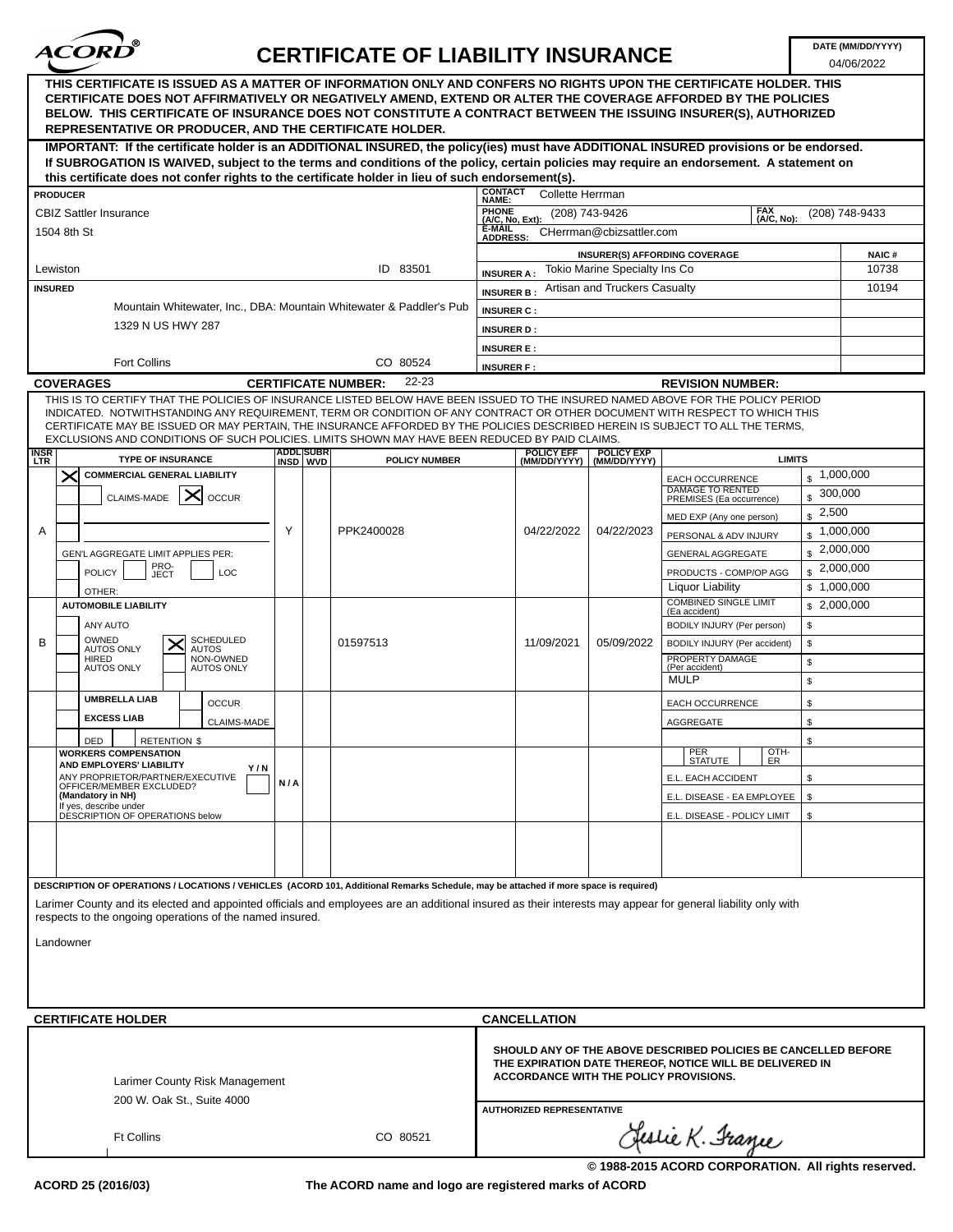# CERTIFICATE OF LIABILITY INSURANCE

**DATE (MM/DD/YYYY):** 04/06/2022

**THIS CERTIFICATE IS ISSUED AS A MATTER OF INFORMATION ONLY AND CONFERS NO RIGHTS UPON THE CERTIFICATE HOLDER. THIS CERTIFICATE DOES NOT AFFIRMATIVELY OR NEGATIVELY AMEND, EXTEND OR ALTER THE COVERAGE AFFORDED BY THE POLICIES BELOW. THIS CERTIFICATE OF INSURANCE DOES NOT CONSTITUTE A CONTRACT BETWEEN THE ISSUING INSURER(S), AUTHORIZED REPRESENTATIVE OR PRODUCER, AND THE CERTIFICATE HOLDER.**

**IMPORTANT: If the certificate holder is an ADDITIONAL INSURED, the policy(ies) must have ADDITIONAL INSURED provisions or be endorsed. If SUBROGATION IS WAIVED, subject to the terms and conditions of the policy, certain policies may require an endorsement. A statement on this certificate does not confer rights to the certificate holder in lieu of such endorsement(s).**

| PRODUCER | |
|---|---|
| CBIZ Sattler Insurance<br>1504 8th St<br>Lewiston ID 83501 | CONTACT NAME: Collette Herrman<br>PHONE (A/C, No, Ext): (208) 743-9426 FAX (A/C, No): (208) 748-9433<br>E-MAIL ADDRESS: CHerrman@cbizsattler.com |

| INSURER(S) AFFORDING COVERAGE | NAIC # |
|---|---|
| INSURER A: Tokio Marine Specialty Ins Co | 10738 |
| INSURER B: Artisan and Truckers Casualty | 10194 |
| INSURER C: | |
| INSURER D: | |
| INSURER E: | |
| INSURER F: | |

**INSURED**

Mountain Whitewater, Inc., DBA: Mountain Whitewater & Paddler's Pub
1329 N US HWY 287
Fort Collins CO 80524

## COVERAGES

**CERTIFICATE NUMBER:** 22-23 **REVISION NUMBER:**

THIS IS TO CERTIFY THAT THE POLICIES OF INSURANCE LISTED BELOW HAVE BEEN ISSUED TO THE INSURED NAMED ABOVE FOR THE POLICY PERIOD INDICATED. NOTWITHSTANDING ANY REQUIREMENT, TERM OR CONDITION OF ANY CONTRACT OR OTHER DOCUMENT WITH RESPECT TO WHICH THIS CERTIFICATE MAY BE ISSUED OR MAY PERTAIN, THE INSURANCE AFFORDED BY THE POLICIES DESCRIBED HEREIN IS SUBJECT TO ALL THE TERMS, EXCLUSIONS AND CONDITIONS OF SUCH POLICIES. LIMITS SHOWN MAY HAVE BEEN REDUCED BY PAID CLAIMS.

| INSR LTR | TYPE OF INSURANCE | ADDL INSD | SUBR WVD | POLICY NUMBER | POLICY EFF (MM/DD/YYYY) | POLICY EXP (MM/DD/YYYY) | LIMITS | |
|---|---|---|---|---|---|---|---|---|
| A | [X] COMMERCIAL GENERAL LIABILITY<br>[ ] CLAIMS-MADE [X] OCCUR<br>GEN'L AGGREGATE LIMIT APPLIES PER: [ ] POLICY [ ] PRO-JECT [ ] LOC<br>OTHER: | Y | | PPK2400028 | 04/22/2022 | 04/22/2023 | EACH OCCURRENCE | $ 1,000,000 |
| | | | | | | | DAMAGE TO RENTED PREMISES (Ea occurrence) | $ 300,000 |
| | | | | | | | MED EXP (Any one person) | $ 2,500 |
| | | | | | | | PERSONAL & ADV INJURY | $ 1,000,000 |
| | | | | | | | GENERAL AGGREGATE | $ 2,000,000 |
| | | | | | | | PRODUCTS - COMP/OP AGG | $ 2,000,000 |
| | | | | | | | Liquor Liability | $ 1,000,000 |
| B | AUTOMOBILE LIABILITY<br>[ ] ANY AUTO<br>[ ] OWNED AUTOS ONLY [X] SCHEDULED AUTOS<br>[ ] HIRED AUTOS ONLY [ ] NON-OWNED AUTOS ONLY | | | 01597513 | 11/09/2021 | 05/09/2022 | COMBINED SINGLE LIMIT (Ea accident) | $ 2,000,000 |
| | | | | | | | BODILY INJURY (Per person) | $ |
| | | | | | | | BODILY INJURY (Per accident) | $ |
| | | | | | | | PROPERTY DAMAGE (Per accident) | $ |
| | | | | | | | MULP | $ |
| | UMBRELLA LIAB [ ] OCCUR<br>EXCESS LIAB [ ] CLAIMS-MADE<br>DED RETENTION $ | | | | | | EACH OCCURRENCE | $ |
| | | | | | | | AGGREGATE | $ |
| | | | | | | | | $ |
| | WORKERS COMPENSATION AND EMPLOYERS' LIABILITY Y/N<br>ANY PROPRIETOR/PARTNER/EXECUTIVE OFFICER/MEMBER EXCLUDED? (Mandatory in NH) [ ]<br>If yes, describe under DESCRIPTION OF OPERATIONS below | N/A | | | | | PER STATUTE / OTH-ER | |
| | | | | | | | E.L. EACH ACCIDENT | $ |
| | | | | | | | E.L. DISEASE - EA EMPLOYEE | $ |
| | | | | | | | E.L. DISEASE - POLICY LIMIT | $ |

**DESCRIPTION OF OPERATIONS / LOCATIONS / VEHICLES (ACORD 101, Additional Remarks Schedule, may be attached if more space is required)**

Larimer County and its elected and appointed officials and employees are an additional insured as their interests may appear for general liability only with respects to the ongoing operations of the named insured.

Landowner

## CERTIFICATE HOLDER

Larimer County Risk Management
200 W. Oak St., Suite 4000
Ft Collins CO 80521

## CANCELLATION

**SHOULD ANY OF THE ABOVE DESCRIBED POLICIES BE CANCELLED BEFORE THE EXPIRATION DATE THEREOF, NOTICE WILL BE DELIVERED IN ACCORDANCE WITH THE POLICY PROVISIONS.**

**AUTHORIZED REPRESENTATIVE**

Leslie K. Frazee

© 1988-2015 ACORD CORPORATION. All rights reserved.

ACORD 25 (2016/03) The ACORD name and logo are registered marks of ACORD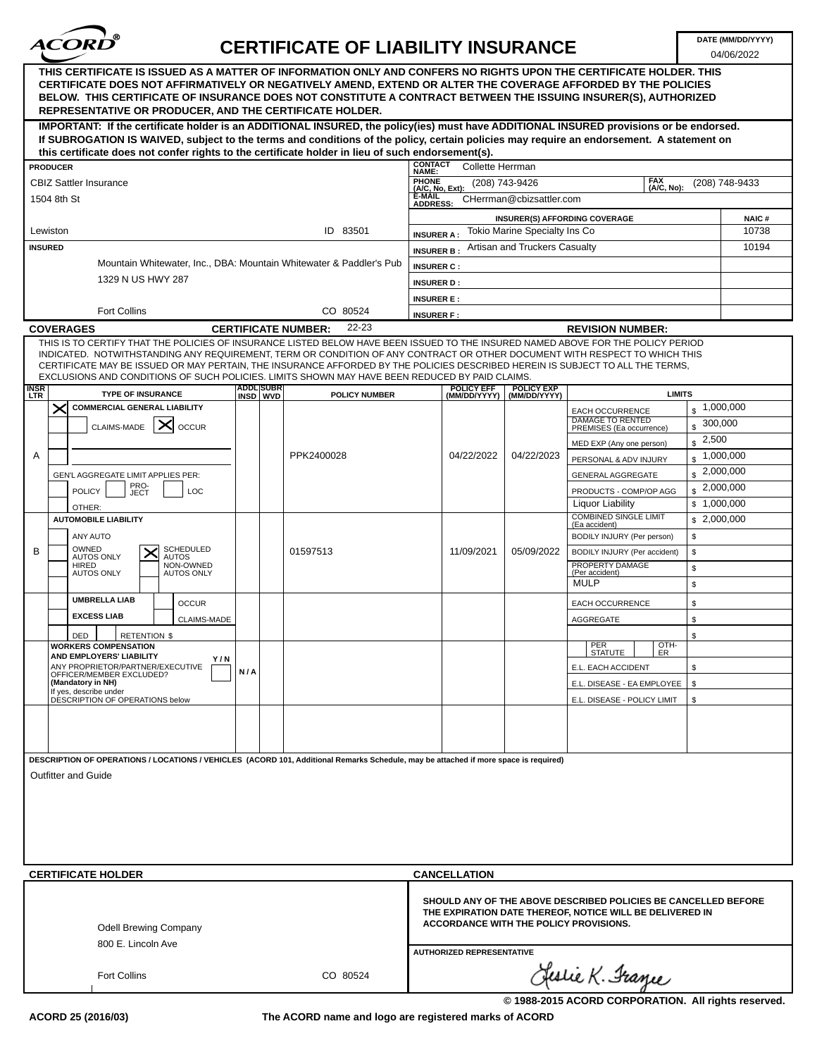# ACORD® CERTIFICATE OF LIABILITY INSURANCE

**DATE (MM/DD/YYYY):** 04/06/2022

**THIS CERTIFICATE IS ISSUED AS A MATTER OF INFORMATION ONLY AND CONFERS NO RIGHTS UPON THE CERTIFICATE HOLDER. THIS CERTIFICATE DOES NOT AFFIRMATIVELY OR NEGATIVELY AMEND, EXTEND OR ALTER THE COVERAGE AFFORDED BY THE POLICIES BELOW. THIS CERTIFICATE OF INSURANCE DOES NOT CONSTITUTE A CONTRACT BETWEEN THE ISSUING INSURER(S), AUTHORIZED REPRESENTATIVE OR PRODUCER, AND THE CERTIFICATE HOLDER.**

**IMPORTANT: If the certificate holder is an ADDITIONAL INSURED, the policy(ies) must have ADDITIONAL INSURED provisions or be endorsed. If SUBROGATION IS WAIVED, subject to the terms and conditions of the policy, certain policies may require an endorsement. A statement on this certificate does not confer rights to the certificate holder in lieu of such endorsement(s).**

**PRODUCER**
CBIZ Sattler Insurance
1504 8th St
Lewiston ID 83501

**CONTACT NAME:** Collette Herrman
**PHONE (A/C, No, Ext):** (208) 743-9426 **FAX (A/C, No):** (208) 748-9433
**E-MAIL ADDRESS:** CHerrman@cbizsattler.com

| INSURER(S) AFFORDING COVERAGE | NAIC # |
|---|---|
| INSURER A : Tokio Marine Specialty Ins Co | 10738 |
| INSURER B : Artisan and Truckers Casualty | 10194 |
| INSURER C : | |
| INSURER D : | |
| INSURER E : | |
| INSURER F : | |

**INSURED**
Mountain Whitewater, Inc., DBA: Mountain Whitewater & Paddler's Pub
1329 N US HWY 287
Fort Collins CO 80524

**COVERAGES** **CERTIFICATE NUMBER:** 22-23 **REVISION NUMBER:**

THIS IS TO CERTIFY THAT THE POLICIES OF INSURANCE LISTED BELOW HAVE BEEN ISSUED TO THE INSURED NAMED ABOVE FOR THE POLICY PERIOD INDICATED. NOTWITHSTANDING ANY REQUIREMENT, TERM OR CONDITION OF ANY CONTRACT OR OTHER DOCUMENT WITH RESPECT TO WHICH THIS CERTIFICATE MAY BE ISSUED OR MAY PERTAIN, THE INSURANCE AFFORDED BY THE POLICIES DESCRIBED HEREIN IS SUBJECT TO ALL THE TERMS, EXCLUSIONS AND CONDITIONS OF SUCH POLICIES. LIMITS SHOWN MAY HAVE BEEN REDUCED BY PAID CLAIMS.

| INSR LTR | TYPE OF INSURANCE | ADDL INSD | SUBR WVD | POLICY NUMBER | POLICY EFF (MM/DD/YYYY) | POLICY EXP (MM/DD/YYYY) | LIMITS | |
|---|---|---|---|---|---|---|---|---|
| A | [X] COMMERCIAL GENERAL LIABILITY; CLAIMS-MADE [X] OCCUR; GEN'L AGGREGATE LIMIT APPLIES PER: POLICY / PRO-JECT / LOC; OTHER: | | | PPK2400028 | 04/22/2022 | 04/22/2023 | EACH OCCURRENCE | $ 1,000,000 |
| | | | | | | | DAMAGE TO RENTED PREMISES (Ea occurrence) | $ 300,000 |
| | | | | | | | MED EXP (Any one person) | $ 2,500 |
| | | | | | | | PERSONAL & ADV INJURY | $ 1,000,000 |
| | | | | | | | GENERAL AGGREGATE | $ 2,000,000 |
| | | | | | | | PRODUCTS - COMP/OP AGG | $ 2,000,000 |
| | | | | | | | Liquor Liability | $ 1,000,000 |
| B | AUTOMOBILE LIABILITY; ANY AUTO; OWNED AUTOS ONLY; [X] SCHEDULED AUTOS; HIRED AUTOS ONLY; NON-OWNED AUTOS ONLY | | | 01597513 | 11/09/2021 | 05/09/2022 | COMBINED SINGLE LIMIT (Ea accident) | $ 2,000,000 |
| | | | | | | | BODILY INJURY (Per person) | $ |
| | | | | | | | BODILY INJURY (Per accident) | $ |
| | | | | | | | PROPERTY DAMAGE (Per accident) | $ |
| | | | | | | | MULP | $ |
| | UMBRELLA LIAB / EXCESS LIAB; OCCUR / CLAIMS-MADE; DED / RETENTION $ | | | | | | EACH OCCURRENCE | $ |
| | | | | | | | AGGREGATE | $ |
| | | | | | | | | $ |
| | WORKERS COMPENSATION AND EMPLOYERS' LIABILITY Y/N; ANY PROPRIETOR/PARTNER/EXECUTIVE OFFICER/MEMBER EXCLUDED? (Mandatory in NH); If yes, describe under DESCRIPTION OF OPERATIONS below | N/A | | | | | PER STATUTE / OTH-ER | |
| | | | | | | | E.L. EACH ACCIDENT | $ |
| | | | | | | | E.L. DISEASE - EA EMPLOYEE | $ |
| | | | | | | | E.L. DISEASE - POLICY LIMIT | $ |

**DESCRIPTION OF OPERATIONS / LOCATIONS / VEHICLES (ACORD 101, Additional Remarks Schedule, may be attached if more space is required)**

Outfitter and Guide

**CERTIFICATE HOLDER**

Odell Brewing Company
800 E. Lincoln Ave
Fort Collins CO 80524

**CANCELLATION**

**SHOULD ANY OF THE ABOVE DESCRIBED POLICIES BE CANCELLED BEFORE THE EXPIRATION DATE THEREOF, NOTICE WILL BE DELIVERED IN ACCORDANCE WITH THE POLICY PROVISIONS.**

**AUTHORIZED REPRESENTATIVE**
Leslie K. Frazee

© 1988-2015 ACORD CORPORATION. All rights reserved.

ACORD 25 (2016/03) The ACORD name and logo are registered marks of ACORD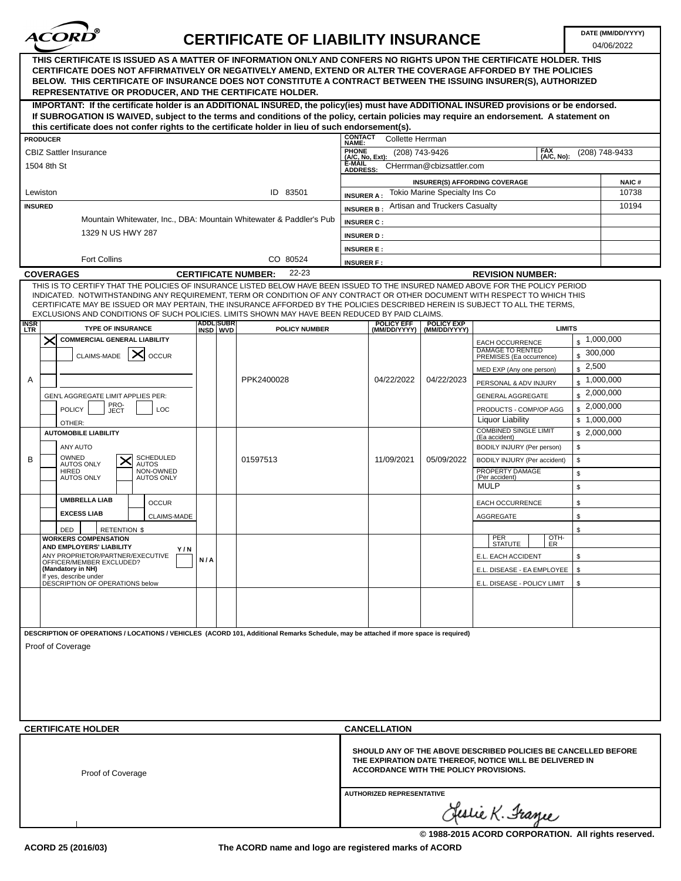# ACORD® CERTIFICATE OF LIABILITY INSURANCE

**DATE (MM/DD/YYYY):** 04/06/2022

**THIS CERTIFICATE IS ISSUED AS A MATTER OF INFORMATION ONLY AND CONFERS NO RIGHTS UPON THE CERTIFICATE HOLDER. THIS CERTIFICATE DOES NOT AFFIRMATIVELY OR NEGATIVELY AMEND, EXTEND OR ALTER THE COVERAGE AFFORDED BY THE POLICIES BELOW. THIS CERTIFICATE OF INSURANCE DOES NOT CONSTITUTE A CONTRACT BETWEEN THE ISSUING INSURER(S), AUTHORIZED REPRESENTATIVE OR PRODUCER, AND THE CERTIFICATE HOLDER.**

**IMPORTANT: If the certificate holder is an ADDITIONAL INSURED, the policy(ies) must have ADDITIONAL INSURED provisions or be endorsed. If SUBROGATION IS WAIVED, subject to the terms and conditions of the policy, certain policies may require an endorsement. A statement on this certificate does not confer rights to the certificate holder in lieu of such endorsement(s).**

| PRODUCER | |
|---|---|
| CBIZ Sattler Insurance<br>1504 8th St<br>Lewiston ID 83501 | CONTACT NAME: Collette Herrman<br>PHONE (A/C, No, Ext): (208) 743-9426 FAX (A/C, No): (208) 748-9433<br>E-MAIL ADDRESS: CHerrman@cbizsattler.com |

| INSURER(S) AFFORDING COVERAGE | | NAIC # |
|---|---|---|
| INSURER A : | Tokio Marine Specialty Ins Co | 10738 |
| INSURER B : | Artisan and Truckers Casualty | 10194 |
| INSURER C : | | |
| INSURER D : | | |
| INSURER E : | | |
| INSURER F : | | |

**INSURED**
Mountain Whitewater, Inc., DBA: Mountain Whitewater & Paddler's Pub
1329 N US HWY 287
Fort Collins CO 80524

## COVERAGES

**CERTIFICATE NUMBER:** 22-23 **REVISION NUMBER:**

THIS IS TO CERTIFY THAT THE POLICIES OF INSURANCE LISTED BELOW HAVE BEEN ISSUED TO THE INSURED NAMED ABOVE FOR THE POLICY PERIOD INDICATED. NOTWITHSTANDING ANY REQUIREMENT, TERM OR CONDITION OF ANY CONTRACT OR OTHER DOCUMENT WITH RESPECT TO WHICH THIS CERTIFICATE MAY BE ISSUED OR MAY PERTAIN, THE INSURANCE AFFORDED BY THE POLICIES DESCRIBED HEREIN IS SUBJECT TO ALL THE TERMS, EXCLUSIONS AND CONDITIONS OF SUCH POLICIES. LIMITS SHOWN MAY HAVE BEEN REDUCED BY PAID CLAIMS.

| INSR LTR | TYPE OF INSURANCE | ADDL INSD | SUBR WVD | POLICY NUMBER | POLICY EFF (MM/DD/YYYY) | POLICY EXP (MM/DD/YYYY) | LIMITS | |
|---|---|---|---|---|---|---|---|---|
| A | X COMMERCIAL GENERAL LIABILITY<br>CLAIMS-MADE X OCCUR<br>GEN'L AGGREGATE LIMIT APPLIES PER: POLICY / PRO-JECT / LOC<br>OTHER: | | | PPK2400028 | 04/22/2022 | 04/22/2023 | EACH OCCURRENCE | $ 1,000,000 |
| | | | | | | | DAMAGE TO RENTED PREMISES (Ea occurrence) | $ 300,000 |
| | | | | | | | MED EXP (Any one person) | $ 2,500 |
| | | | | | | | PERSONAL & ADV INJURY | $ 1,000,000 |
| | | | | | | | GENERAL AGGREGATE | $ 2,000,000 |
| | | | | | | | PRODUCTS - COMP/OP AGG | $ 2,000,000 |
| | | | | | | | Liquor Liability | $ 1,000,000 |
| B | AUTOMOBILE LIABILITY<br>ANY AUTO<br>OWNED AUTOS ONLY X SCHEDULED AUTOS<br>HIRED AUTOS ONLY NON-OWNED AUTOS ONLY | | | 01597513 | 11/09/2021 | 05/09/2022 | COMBINED SINGLE LIMIT (Ea accident) | $ 2,000,000 |
| | | | | | | | BODILY INJURY (Per person) | $ |
| | | | | | | | BODILY INJURY (Per accident) | $ |
| | | | | | | | PROPERTY DAMAGE (Per accident) | $ |
| | | | | | | | MULP | $ |
| | UMBRELLA LIAB / OCCUR<br>EXCESS LIAB / CLAIMS-MADE<br>DED RETENTION $ | | | | | | EACH OCCURRENCE | $ |
| | | | | | | | AGGREGATE | $ |
| | | | | | | | | $ |
| | WORKERS COMPENSATION AND EMPLOYERS' LIABILITY Y/N<br>ANY PROPRIETOR/PARTNER/EXECUTIVE OFFICER/MEMBER EXCLUDED? (Mandatory in NH)<br>If yes, describe under DESCRIPTION OF OPERATIONS below | N/A | | | | | PER STATUTE / OTH-ER | |
| | | | | | | | E.L. EACH ACCIDENT | $ |
| | | | | | | | E.L. DISEASE - EA EMPLOYEE | $ |
| | | | | | | | E.L. DISEASE - POLICY LIMIT | $ |

**DESCRIPTION OF OPERATIONS / LOCATIONS / VEHICLES (ACORD 101, Additional Remarks Schedule, may be attached if more space is required)**

Proof of Coverage

| CERTIFICATE HOLDER | CANCELLATION |
|---|---|
| Proof of Coverage | **SHOULD ANY OF THE ABOVE DESCRIBED POLICIES BE CANCELLED BEFORE THE EXPIRATION DATE THEREOF, NOTICE WILL BE DELIVERED IN ACCORDANCE WITH THE POLICY PROVISIONS.**<br><br>AUTHORIZED REPRESENTATIVE<br>Leslie K. Franze |

© 1988-2015 ACORD CORPORATION. All rights reserved.

ACORD 25 (2016/03) The ACORD name and logo are registered marks of ACORD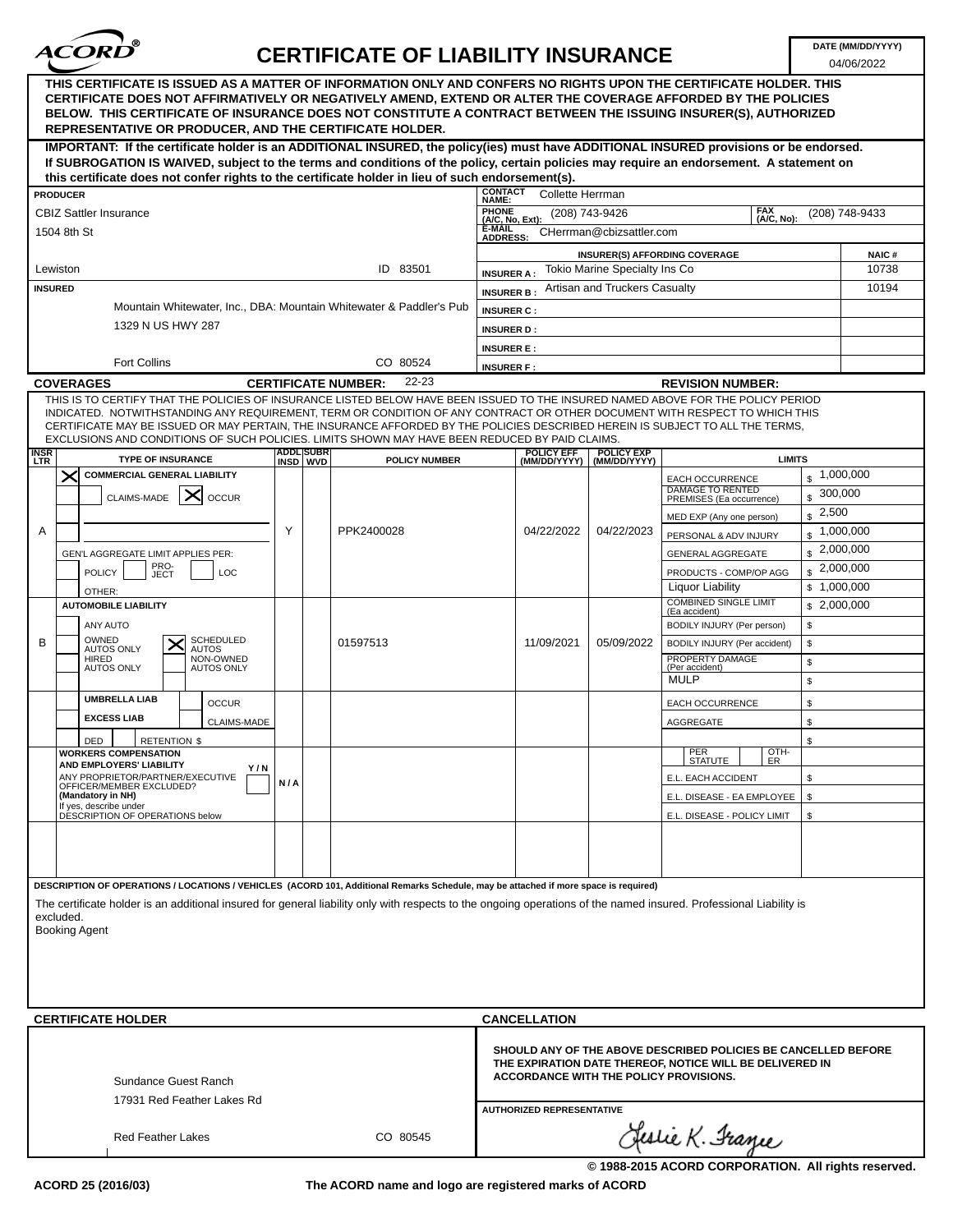# ACORD® CERTIFICATE OF LIABILITY INSURANCE

**DATE (MM/DD/YYYY):** 04/06/2022

**THIS CERTIFICATE IS ISSUED AS A MATTER OF INFORMATION ONLY AND CONFERS NO RIGHTS UPON THE CERTIFICATE HOLDER. THIS CERTIFICATE DOES NOT AFFIRMATIVELY OR NEGATIVELY AMEND, EXTEND OR ALTER THE COVERAGE AFFORDED BY THE POLICIES BELOW. THIS CERTIFICATE OF INSURANCE DOES NOT CONSTITUTE A CONTRACT BETWEEN THE ISSUING INSURER(S), AUTHORIZED REPRESENTATIVE OR PRODUCER, AND THE CERTIFICATE HOLDER.**

**IMPORTANT: If the certificate holder is an ADDITIONAL INSURED, the policy(ies) must have ADDITIONAL INSURED provisions or be endorsed. If SUBROGATION IS WAIVED, subject to the terms and conditions of the policy, certain policies may require an endorsement. A statement on this certificate does not confer rights to the certificate holder in lieu of such endorsement(s).**

| PRODUCER | | |
|---|---|---|
| CBIZ Sattler Insurance<br>1504 8th St<br>Lewiston ID 83501 | CONTACT NAME: Collette Herrman | |
| | PHONE (A/C, No, Ext): (208) 743-9426 | FAX (A/C, No): (208) 748-9433 |
| | E-MAIL ADDRESS: CHerrman@cbizsattler.com | |

| INSURER(S) AFFORDING COVERAGE | NAIC # |
|---|---|
| INSURER A : Tokio Marine Specialty Ins Co | 10738 |
| INSURER B : Artisan and Truckers Casualty | 10194 |
| INSURER C : | |
| INSURER D : | |
| INSURER E : | |
| INSURER F : | |

**INSURED**

Mountain Whitewater, Inc., DBA: Mountain Whitewater & Paddler's Pub
1329 N US HWY 287
Fort Collins CO 80524

## COVERAGES

**CERTIFICATE NUMBER:** 22-23 **REVISION NUMBER:**

THIS IS TO CERTIFY THAT THE POLICIES OF INSURANCE LISTED BELOW HAVE BEEN ISSUED TO THE INSURED NAMED ABOVE FOR THE POLICY PERIOD INDICATED. NOTWITHSTANDING ANY REQUIREMENT, TERM OR CONDITION OF ANY CONTRACT OR OTHER DOCUMENT WITH RESPECT TO WHICH THIS CERTIFICATE MAY BE ISSUED OR MAY PERTAIN, THE INSURANCE AFFORDED BY THE POLICIES DESCRIBED HEREIN IS SUBJECT TO ALL THE TERMS, EXCLUSIONS AND CONDITIONS OF SUCH POLICIES. LIMITS SHOWN MAY HAVE BEEN REDUCED BY PAID CLAIMS.

| INSR LTR | TYPE OF INSURANCE | ADDL INSD | SUBR WVD | POLICY NUMBER | POLICY EFF (MM/DD/YYYY) | POLICY EXP (MM/DD/YYYY) | LIMITS | |
|---|---|---|---|---|---|---|---|---|
| A | X COMMERCIAL GENERAL LIABILITY<br>CLAIMS-MADE [ ] OCCUR [X]<br>GEN'L AGGREGATE LIMIT APPLIES PER: POLICY [ ] PRO-JECT [ ] LOC [ ]<br>OTHER: | Y | | PPK2400028 | 04/22/2022 | 04/22/2023 | EACH OCCURRENCE | $ 1,000,000 |
| | | | | | | | DAMAGE TO RENTED PREMISES (Ea occurrence) | $ 300,000 |
| | | | | | | | MED EXP (Any one person) | $ 2,500 |
| | | | | | | | PERSONAL & ADV INJURY | $ 1,000,000 |
| | | | | | | | GENERAL AGGREGATE | $ 2,000,000 |
| | | | | | | | PRODUCTS - COMP/OP AGG | $ 2,000,000 |
| | | | | | | | Liquor Liability | $ 1,000,000 |
| B | AUTOMOBILE LIABILITY<br>ANY AUTO [ ]<br>OWNED AUTOS ONLY [ ] SCHEDULED AUTOS [X]<br>HIRED AUTOS ONLY [ ] NON-OWNED AUTOS ONLY [ ] | | | 01597513 | 11/09/2021 | 05/09/2022 | COMBINED SINGLE LIMIT (Ea accident) | $ 2,000,000 |
| | | | | | | | BODILY INJURY (Per person) | $ |
| | | | | | | | BODILY INJURY (Per accident) | $ |
| | | | | | | | PROPERTY DAMAGE (Per accident) | $ |
| | | | | | | | MULP | $ |
| | UMBRELLA LIAB [ ] OCCUR [ ]<br>EXCESS LIAB [ ] CLAIMS-MADE [ ]<br>DED [ ] RETENTION $ | | | | | | EACH OCCURRENCE | $ |
| | | | | | | | AGGREGATE | $ |
| | | | | | | | | $ |
| | WORKERS COMPENSATION AND EMPLOYERS' LIABILITY Y/N<br>ANY PROPRIETOR/PARTNER/EXECUTIVE OFFICER/MEMBER EXCLUDED? (Mandatory in NH) [ ]<br>If yes, describe under DESCRIPTION OF OPERATIONS below | N/A | | | | | PER STATUTE [ ] OTH-ER [ ] | |
| | | | | | | | E.L. EACH ACCIDENT | $ |
| | | | | | | | E.L. DISEASE - EA EMPLOYEE | $ |
| | | | | | | | E.L. DISEASE - POLICY LIMIT | $ |

**DESCRIPTION OF OPERATIONS / LOCATIONS / VEHICLES (ACORD 101, Additional Remarks Schedule, may be attached if more space is required)**

The certificate holder is an additional insured for general liability only with respects to the ongoing operations of the named insured. Professional Liability is excluded.
Booking Agent

## CERTIFICATE HOLDER

Sundance Guest Ranch
17931 Red Feather Lakes Rd
Red Feather Lakes CO 80545

## CANCELLATION

**SHOULD ANY OF THE ABOVE DESCRIBED POLICIES BE CANCELLED BEFORE THE EXPIRATION DATE THEREOF, NOTICE WILL BE DELIVERED IN ACCORDANCE WITH THE POLICY PROVISIONS.**

**AUTHORIZED REPRESENTATIVE**

Leslie K. Frazee

© 1988-2015 ACORD CORPORATION. All rights reserved.

ACORD 25 (2016/03) The ACORD name and logo are registered marks of ACORD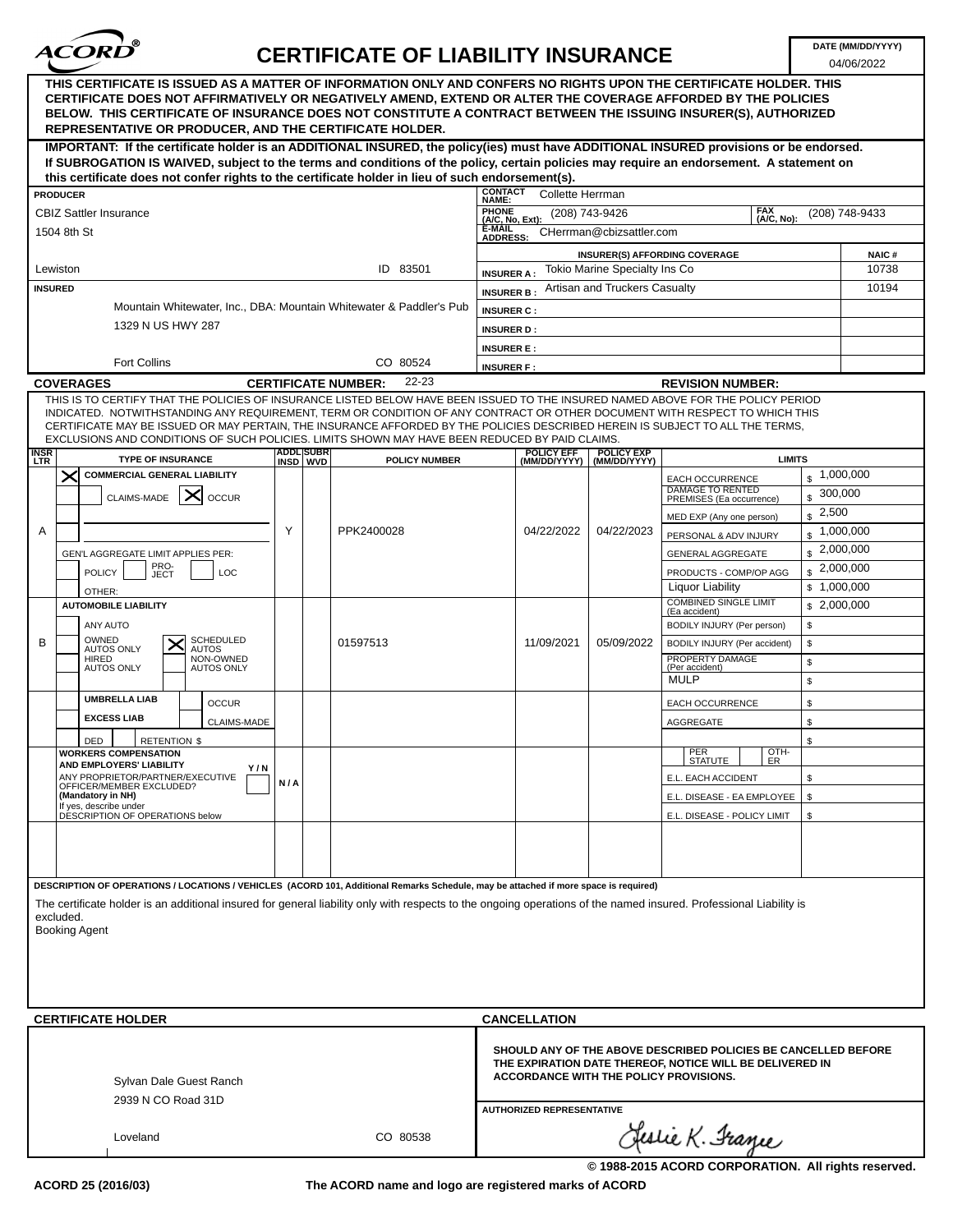# ACORD® CERTIFICATE OF LIABILITY INSURANCE

**DATE (MM/DD/YYYY):** 04/06/2022

**THIS CERTIFICATE IS ISSUED AS A MATTER OF INFORMATION ONLY AND CONFERS NO RIGHTS UPON THE CERTIFICATE HOLDER. THIS CERTIFICATE DOES NOT AFFIRMATIVELY OR NEGATIVELY AMEND, EXTEND OR ALTER THE COVERAGE AFFORDED BY THE POLICIES BELOW. THIS CERTIFICATE OF INSURANCE DOES NOT CONSTITUTE A CONTRACT BETWEEN THE ISSUING INSURER(S), AUTHORIZED REPRESENTATIVE OR PRODUCER, AND THE CERTIFICATE HOLDER.**

**IMPORTANT: If the certificate holder is an ADDITIONAL INSURED, the policy(ies) must have ADDITIONAL INSURED provisions or be endorsed. If SUBROGATION IS WAIVED, subject to the terms and conditions of the policy, certain policies may require an endorsement. A statement on this certificate does not confer rights to the certificate holder in lieu of such endorsement(s).**

**PRODUCER**
CBIZ Sattler Insurance
1504 8th St
Lewiston ID 83501

**CONTACT NAME:** Collette Herrman
**PHONE (A/C, No, Ext):** (208) 743-9426
**FAX (A/C, No):** (208) 748-9433
**E-MAIL ADDRESS:** CHerrman@cbizsattler.com

| INSURER(S) AFFORDING COVERAGE | | NAIC # |
|---|---|---|
| INSURER A : | Tokio Marine Specialty Ins Co | 10738 |
| INSURER B : | Artisan and Truckers Casualty | 10194 |
| INSURER C : | | |
| INSURER D : | | |
| INSURER E : | | |
| INSURER F : | | |

**INSURED**
Mountain Whitewater, Inc., DBA: Mountain Whitewater & Paddler's Pub
1329 N US HWY 287
Fort Collins CO 80524

**COVERAGES** **CERTIFICATE NUMBER:** 22-23 **REVISION NUMBER:**

THIS IS TO CERTIFY THAT THE POLICIES OF INSURANCE LISTED BELOW HAVE BEEN ISSUED TO THE INSURED NAMED ABOVE FOR THE POLICY PERIOD INDICATED. NOTWITHSTANDING ANY REQUIREMENT, TERM OR CONDITION OF ANY CONTRACT OR OTHER DOCUMENT WITH RESPECT TO WHICH THIS CERTIFICATE MAY BE ISSUED OR MAY PERTAIN, THE INSURANCE AFFORDED BY THE POLICIES DESCRIBED HEREIN IS SUBJECT TO ALL THE TERMS, EXCLUSIONS AND CONDITIONS OF SUCH POLICIES. LIMITS SHOWN MAY HAVE BEEN REDUCED BY PAID CLAIMS.

| INSR LTR | TYPE OF INSURANCE | ADDL INSD | SUBR WVD | POLICY NUMBER | POLICY EFF (MM/DD/YYYY) | POLICY EXP (MM/DD/YYYY) | LIMITS | |
|---|---|---|---|---|---|---|---|---|
| A | [X] COMMERCIAL GENERAL LIABILITY; CLAIMS-MADE [X] OCCUR; GEN'L AGGREGATE LIMIT APPLIES PER: POLICY / PRO-JECT / LOC; OTHER: | Y | | PPK2400028 | 04/22/2022 | 04/22/2023 | EACH OCCURRENCE | $ 1,000,000 |
| | | | | | | | DAMAGE TO RENTED PREMISES (Ea occurrence) | $ 300,000 |
| | | | | | | | MED EXP (Any one person) | $ 2,500 |
| | | | | | | | PERSONAL & ADV INJURY | $ 1,000,000 |
| | | | | | | | GENERAL AGGREGATE | $ 2,000,000 |
| | | | | | | | PRODUCTS - COMP/OP AGG | $ 2,000,000 |
| | | | | | | | Liquor Liability | $ 1,000,000 |
| B | AUTOMOBILE LIABILITY; ANY AUTO; OWNED AUTOS ONLY; [X] SCHEDULED AUTOS; HIRED AUTOS ONLY; NON-OWNED AUTOS ONLY | | | 01597513 | 11/09/2021 | 05/09/2022 | COMBINED SINGLE LIMIT (Ea accident) | $ 2,000,000 |
| | | | | | | | BODILY INJURY (Per person) | $ |
| | | | | | | | BODILY INJURY (Per accident) | $ |
| | | | | | | | PROPERTY DAMAGE (Per accident) | $ |
| | | | | | | | MULP | $ |
| | UMBRELLA LIAB / OCCUR; EXCESS LIAB / CLAIMS-MADE; DED / RETENTION $ | | | | | | EACH OCCURRENCE | $ |
| | | | | | | | AGGREGATE | $ |
| | | | | | | | | $ |
| | WORKERS COMPENSATION AND EMPLOYERS' LIABILITY Y/N; ANY PROPRIETOR/PARTNER/EXECUTIVE OFFICER/MEMBER EXCLUDED? (Mandatory in NH); If yes, describe under DESCRIPTION OF OPERATIONS below | N/A | | | | | PER STATUTE / OTH-ER | |
| | | | | | | | E.L. EACH ACCIDENT | $ |
| | | | | | | | E.L. DISEASE - EA EMPLOYEE | $ |
| | | | | | | | E.L. DISEASE - POLICY LIMIT | $ |

**DESCRIPTION OF OPERATIONS / LOCATIONS / VEHICLES (ACORD 101, Additional Remarks Schedule, may be attached if more space is required)**

The certificate holder is an additional insured for general liability only with respects to the ongoing operations of the named insured. Professional Liability is excluded.
Booking Agent

**CERTIFICATE HOLDER**

Sylvan Dale Guest Ranch
2939 N CO Road 31D
Loveland CO 80538

**CANCELLATION**

**SHOULD ANY OF THE ABOVE DESCRIBED POLICIES BE CANCELLED BEFORE THE EXPIRATION DATE THEREOF, NOTICE WILL BE DELIVERED IN ACCORDANCE WITH THE POLICY PROVISIONS.**

**AUTHORIZED REPRESENTATIVE**
Leslie K. Frazee

© 1988-2015 ACORD CORPORATION. All rights reserved.

ACORD 25 (2016/03) The ACORD name and logo are registered marks of ACORD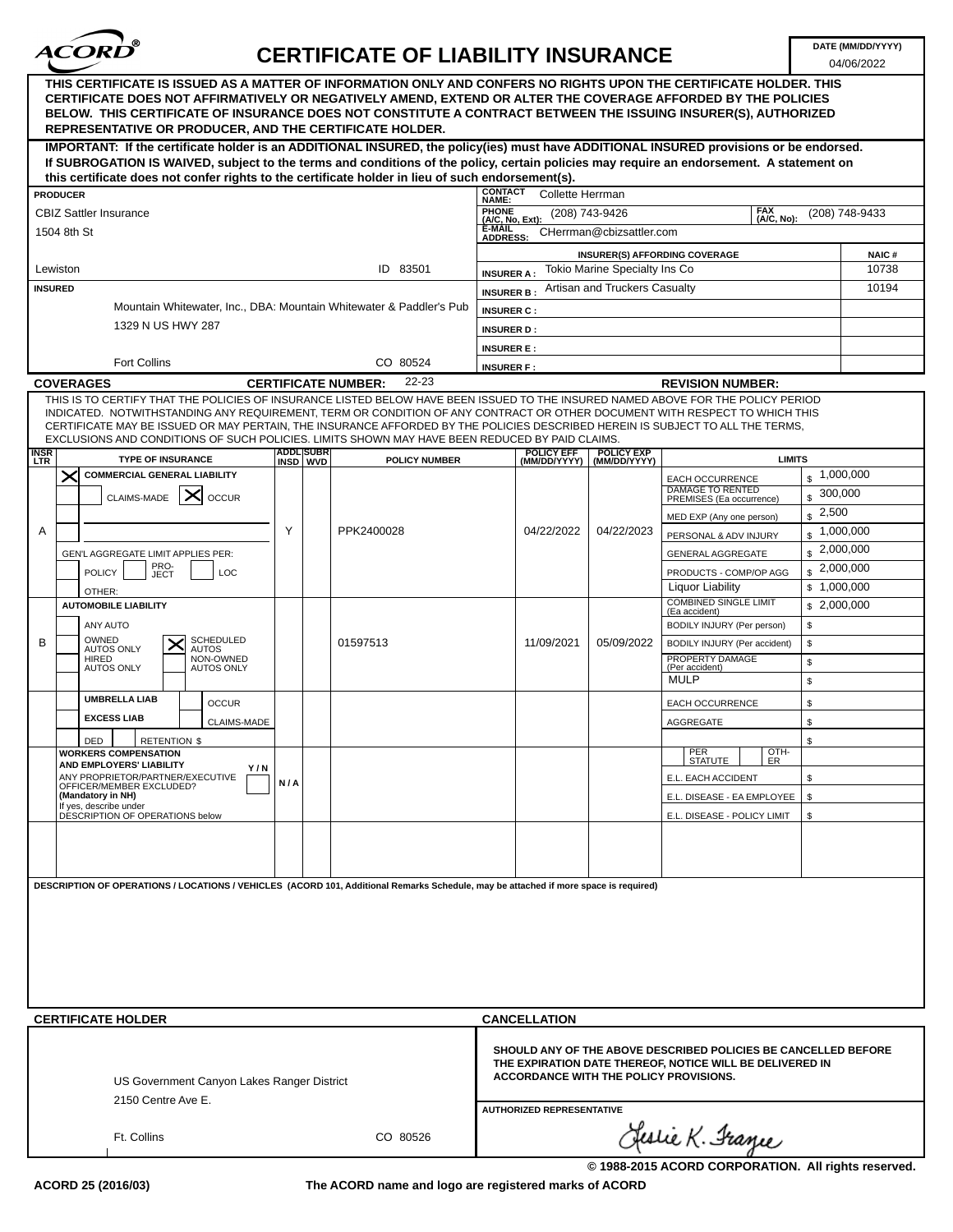# ACORD® CERTIFICATE OF LIABILITY INSURANCE

**DATE (MM/DD/YYYY):** 04/06/2022

**THIS CERTIFICATE IS ISSUED AS A MATTER OF INFORMATION ONLY AND CONFERS NO RIGHTS UPON THE CERTIFICATE HOLDER. THIS CERTIFICATE DOES NOT AFFIRMATIVELY OR NEGATIVELY AMEND, EXTEND OR ALTER THE COVERAGE AFFORDED BY THE POLICIES BELOW. THIS CERTIFICATE OF INSURANCE DOES NOT CONSTITUTE A CONTRACT BETWEEN THE ISSUING INSURER(S), AUTHORIZED REPRESENTATIVE OR PRODUCER, AND THE CERTIFICATE HOLDER.**

**IMPORTANT: If the certificate holder is an ADDITIONAL INSURED, the policy(ies) must have ADDITIONAL INSURED provisions or be endorsed. If SUBROGATION IS WAIVED, subject to the terms and conditions of the policy, certain policies may require an endorsement. A statement on this certificate does not confer rights to the certificate holder in lieu of such endorsement(s).**

**PRODUCER**
CBIZ Sattler Insurance
1504 8th St
Lewiston ID 83501

**CONTACT NAME:** Collette Herrman
**PHONE (A/C, No, Ext):** (208) 743-9426 **FAX (A/C, No):** (208) 748-9433
**E-MAIL ADDRESS:** CHerrman@cbizsattler.com

| INSURER(S) AFFORDING COVERAGE | | NAIC # |
|---|---|---|
| INSURER A : | Tokio Marine Specialty Ins Co | 10738 |
| INSURER B : | Artisan and Truckers Casualty | 10194 |
| INSURER C : | | |
| INSURER D : | | |
| INSURER E : | | |
| INSURER F : | | |

**INSURED**
Mountain Whitewater, Inc., DBA: Mountain Whitewater & Paddler's Pub
1329 N US HWY 287
Fort Collins CO 80524

**COVERAGES** **CERTIFICATE NUMBER:** 22-23 **REVISION NUMBER:**

THIS IS TO CERTIFY THAT THE POLICIES OF INSURANCE LISTED BELOW HAVE BEEN ISSUED TO THE INSURED NAMED ABOVE FOR THE POLICY PERIOD INDICATED. NOTWITHSTANDING ANY REQUIREMENT, TERM OR CONDITION OF ANY CONTRACT OR OTHER DOCUMENT WITH RESPECT TO WHICH THIS CERTIFICATE MAY BE ISSUED OR MAY PERTAIN, THE INSURANCE AFFORDED BY THE POLICIES DESCRIBED HEREIN IS SUBJECT TO ALL THE TERMS, EXCLUSIONS AND CONDITIONS OF SUCH POLICIES. LIMITS SHOWN MAY HAVE BEEN REDUCED BY PAID CLAIMS.

| INSR LTR | TYPE OF INSURANCE | ADDL INSD | SUBR WVD | POLICY NUMBER | POLICY EFF (MM/DD/YYYY) | POLICY EXP (MM/DD/YYYY) | LIMITS | |
|---|---|---|---|---|---|---|---|---|
| A | X COMMERCIAL GENERAL LIABILITY; CLAIMS-MADE / X OCCUR; GEN'L AGGREGATE LIMIT APPLIES PER: POLICY / PRO-JECT / LOC; OTHER: | Y | | PPK2400028 | 04/22/2022 | 04/22/2023 | EACH OCCURRENCE | $ 1,000,000 |
| | | | | | | | DAMAGE TO RENTED PREMISES (Ea occurrence) | $ 300,000 |
| | | | | | | | MED EXP (Any one person) | $ 2,500 |
| | | | | | | | PERSONAL & ADV INJURY | $ 1,000,000 |
| | | | | | | | GENERAL AGGREGATE | $ 2,000,000 |
| | | | | | | | PRODUCTS - COMP/OP AGG | $ 2,000,000 |
| | | | | | | | Liquor Liability | $ 1,000,000 |
| B | AUTOMOBILE LIABILITY; ANY AUTO; OWNED AUTOS ONLY; X SCHEDULED AUTOS; HIRED AUTOS ONLY; NON-OWNED AUTOS ONLY | | | 01597513 | 11/09/2021 | 05/09/2022 | COMBINED SINGLE LIMIT (Ea accident) | $ 2,000,000 |
| | | | | | | | BODILY INJURY (Per person) | $ |
| | | | | | | | BODILY INJURY (Per accident) | $ |
| | | | | | | | PROPERTY DAMAGE (Per accident) | $ |
| | | | | | | | MULP | $ |
| | UMBRELLA LIAB / OCCUR; EXCESS LIAB / CLAIMS-MADE; DED / RETENTION $ | | | | | | EACH OCCURRENCE | $ |
| | | | | | | | AGGREGATE | $ |
| | | | | | | | | $ |
| | WORKERS COMPENSATION AND EMPLOYERS' LIABILITY Y/N; ANY PROPRIETOR/PARTNER/EXECUTIVE OFFICER/MEMBER EXCLUDED? (Mandatory in NH); If yes, describe under DESCRIPTION OF OPERATIONS below | N/A | | | | | PER STATUTE / OTH-ER | |
| | | | | | | | E.L. EACH ACCIDENT | $ |
| | | | | | | | E.L. DISEASE - EA EMPLOYEE | $ |
| | | | | | | | E.L. DISEASE - POLICY LIMIT | $ |

**DESCRIPTION OF OPERATIONS / LOCATIONS / VEHICLES (ACORD 101, Additional Remarks Schedule, may be attached if more space is required)**

**CERTIFICATE HOLDER**

US Government Canyon Lakes Ranger District
2150 Centre Ave E.
Ft. Collins CO 80526

**CANCELLATION**

**SHOULD ANY OF THE ABOVE DESCRIBED POLICIES BE CANCELLED BEFORE THE EXPIRATION DATE THEREOF, NOTICE WILL BE DELIVERED IN ACCORDANCE WITH THE POLICY PROVISIONS.**

**AUTHORIZED REPRESENTATIVE**
Leslie K. Frazee

© 1988-2015 ACORD CORPORATION. All rights reserved.

ACORD 25 (2016/03) The ACORD name and logo are registered marks of ACORD